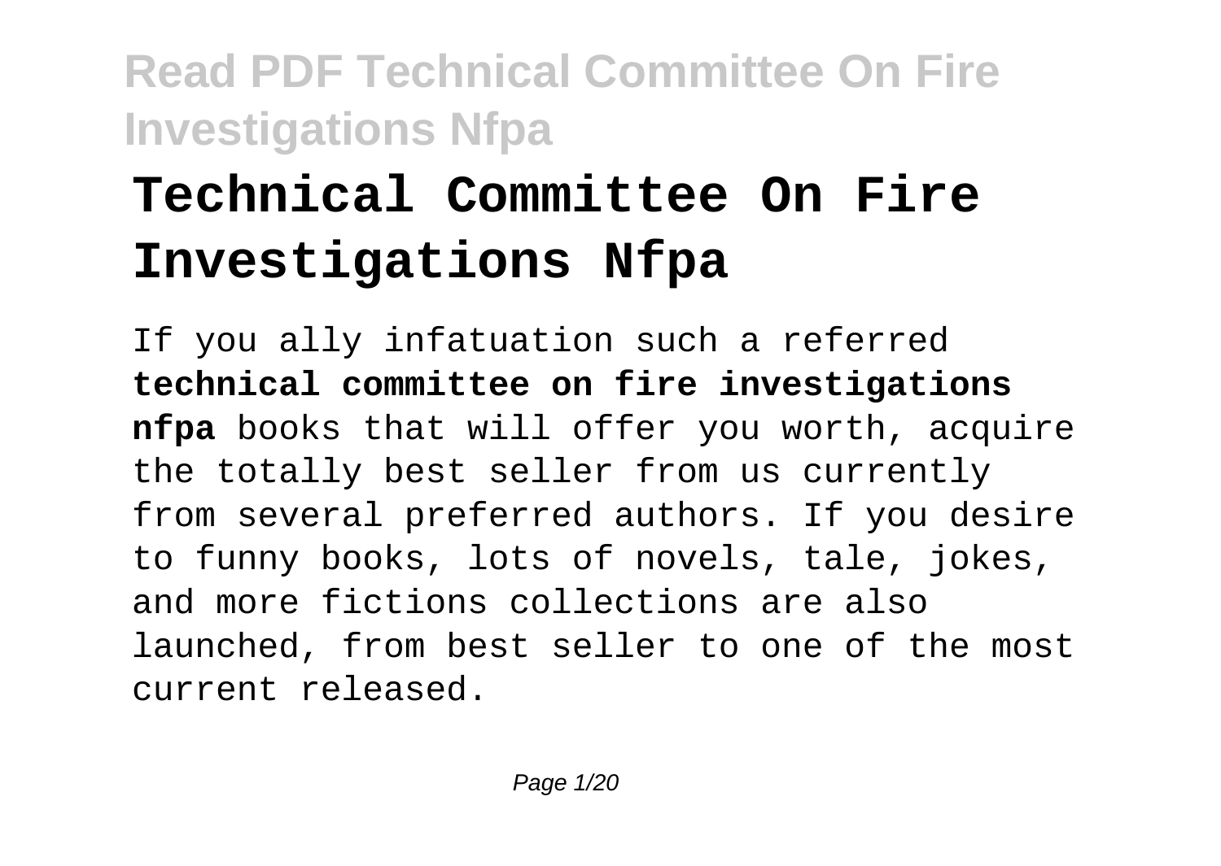# Technical Committee On Fire Investigations Nfpa

If you ally infatuation such a referred **technical committee on fire investigations nfpa** books that will offer you worth, acquire the totally best seller from us currently from several preferred authors. If you desire to funny books, lots of novels, tale, jokes, and more fictions collections are also launched, from best seller to one of the most current released.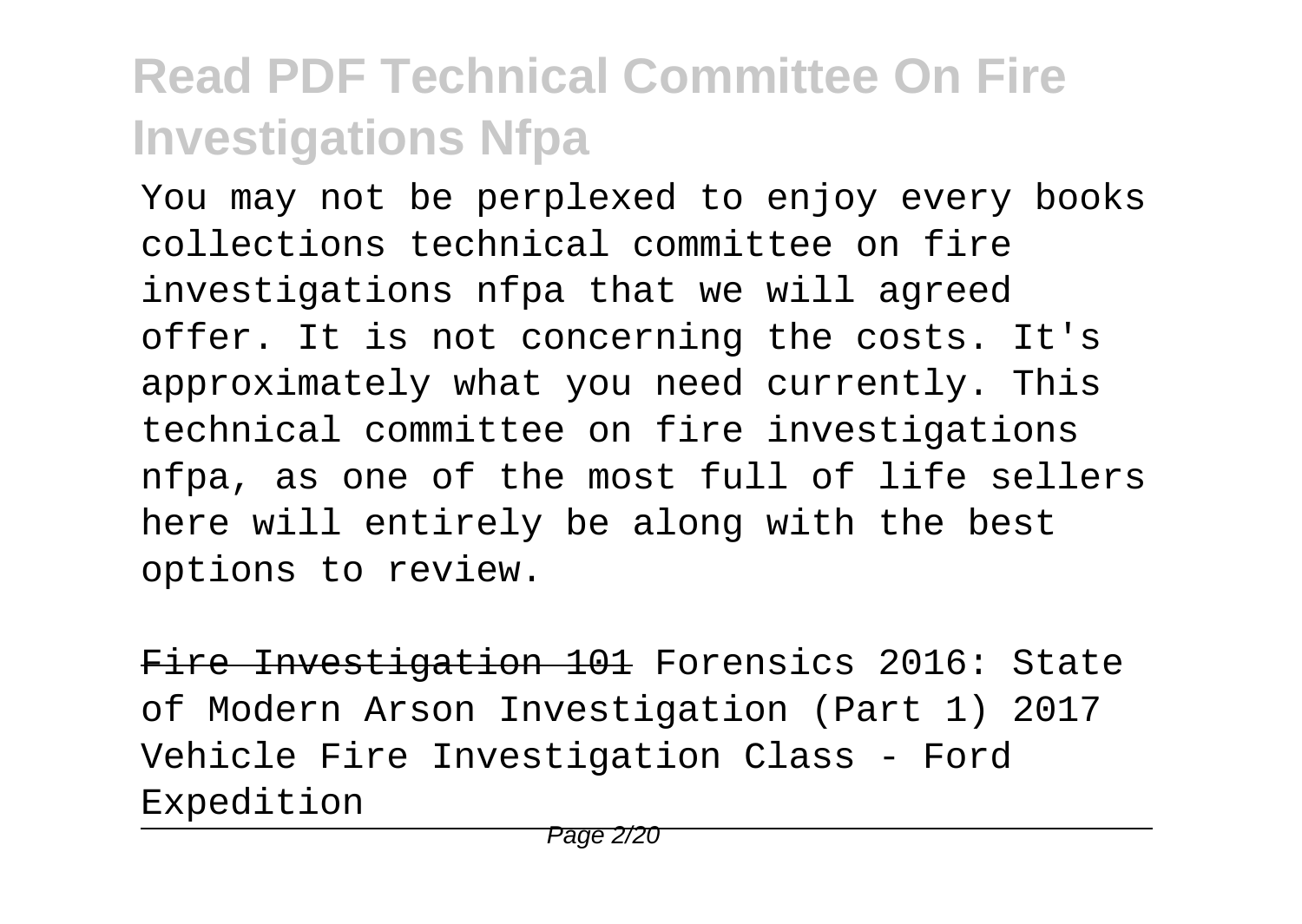You may not be perplexed to enjoy every books collections technical committee on fire investigations nfpa that we will agreed offer. It is not concerning the costs. It's approximately what you need currently. This technical committee on fire investigations nfpa, as one of the most full of life sellers here will entirely be along with the best options to review.

~~Fire Investigation 101~~ Forensics 2016: State of Modern Arson Investigation (Part 1) 2017 Vehicle Fire Investigation Class - Ford Expedition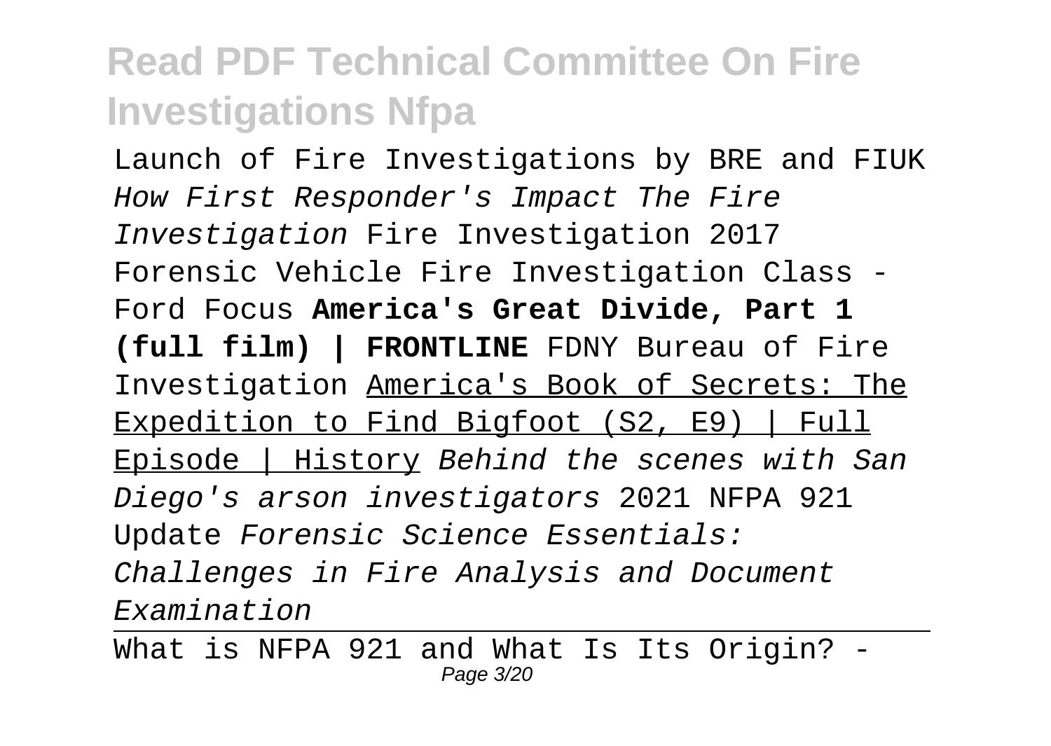Launch of Fire Investigations by BRE and FIUK *How First Responder's Impact The Fire Investigation* Fire Investigation 2017 Forensic Vehicle Fire Investigation Class - Ford Focus **America's Great Divide, Part 1 (full film) | FRONTLINE** FDNY Bureau of Fire Investigation America's Book of Secrets: The Expedition to Find Bigfoot (S2, E9) | Full Episode | History *Behind the scenes with San Diego's arson investigators* 2021 NFPA 921 Update *Forensic Science Essentials: Challenges in Fire Analysis and Document Examination*

What is NFPA 921 and What Is Its Origin? -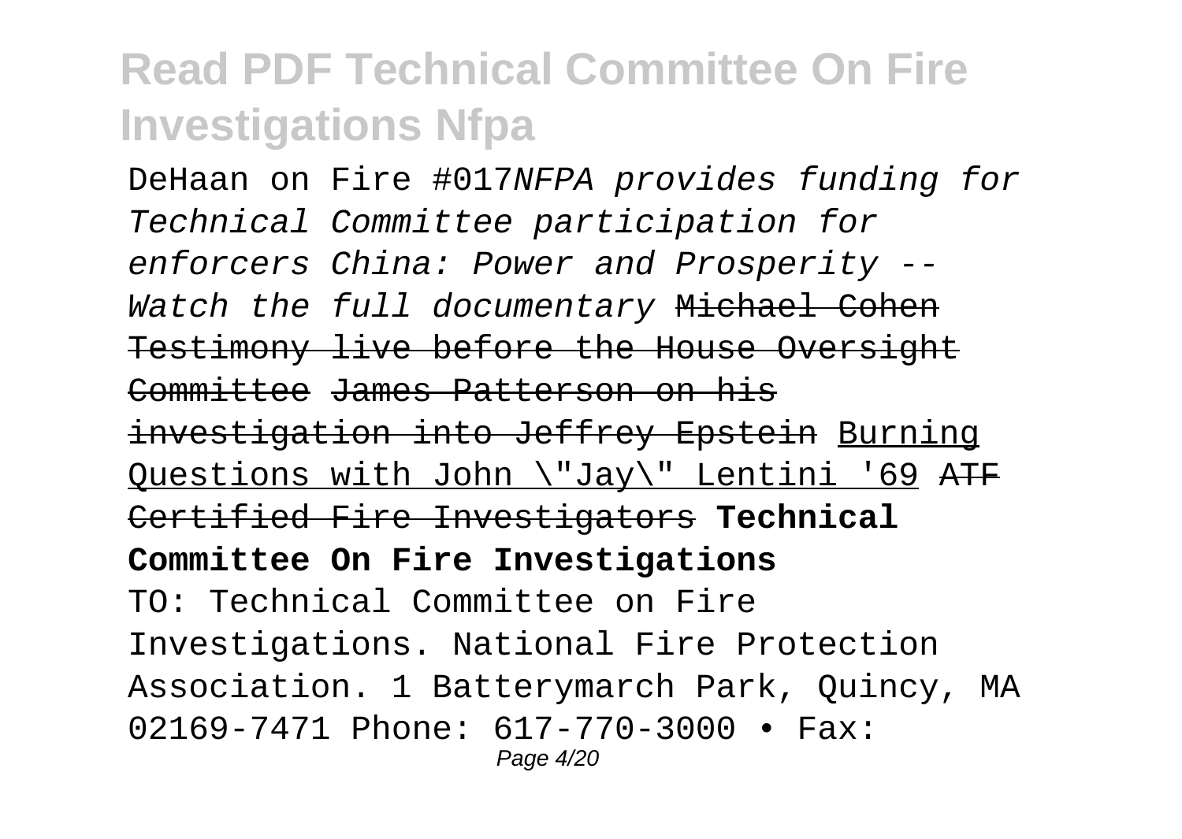DeHaan on Fire #017*NFPA provides funding for Technical Committee participation for enforcers China: Power and Prosperity -- Watch the full documentary* ~~Michael Cohen Testimony live before the House Oversight Committee~~ ~~James Patterson on his investigation into Jeffrey Epstein~~ Burning Questions with John \"Jay\" Lentini '69 ~~ATF Certified Fire Investigators~~ **Technical Committee On Fire Investigations**

TO: Technical Committee on Fire Investigations. National Fire Protection Association. 1 Batterymarch Park, Quincy, MA 02169-7471 Phone: 617-770-3000 • Fax: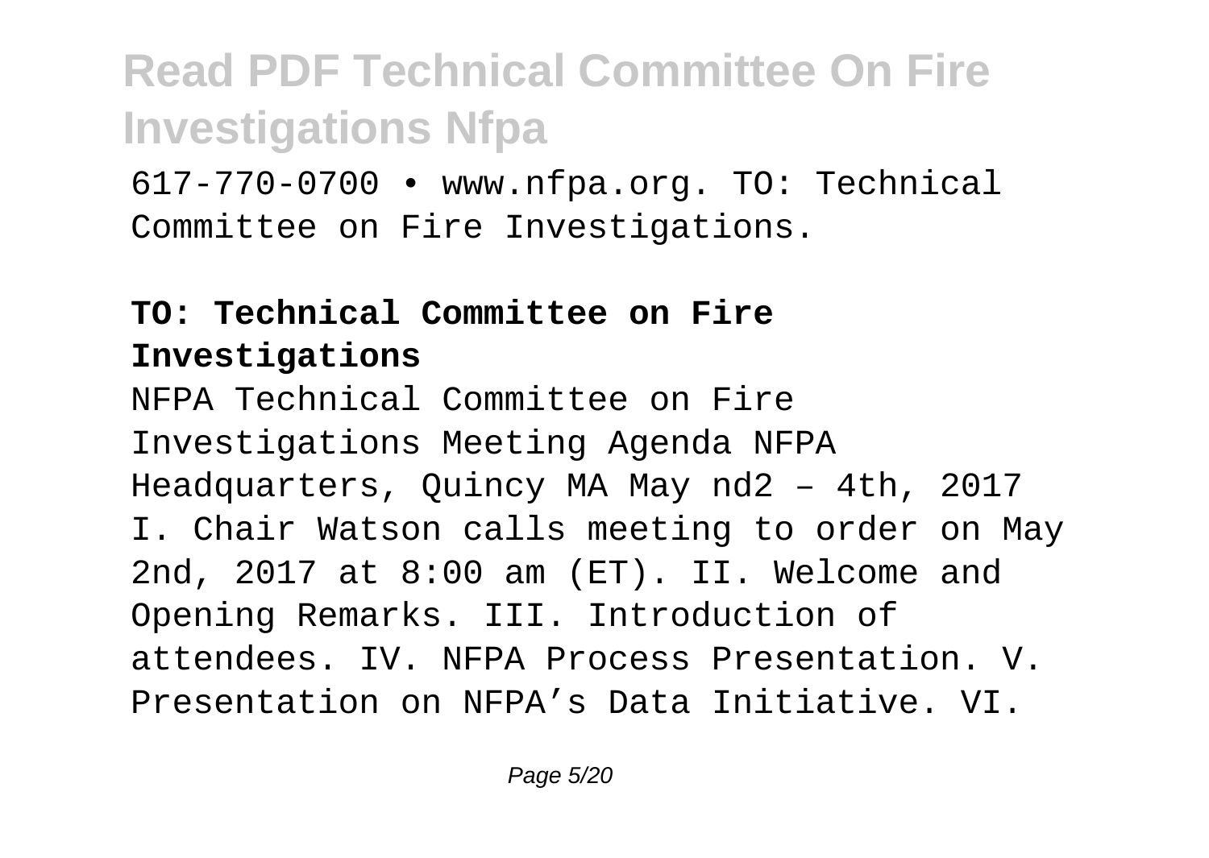617-770-0700 • www.nfpa.org. TO: Technical Committee on Fire Investigations.

## TO: Technical Committee on Fire Investigations

NFPA Technical Committee on Fire Investigations Meeting Agenda NFPA Headquarters, Quincy MA May nd2 – 4th, 2017 I. Chair Watson calls meeting to order on May 2nd, 2017 at 8:00 am (ET). II. Welcome and Opening Remarks. III. Introduction of attendees. IV. NFPA Process Presentation. V. Presentation on NFPA's Data Initiative. VI.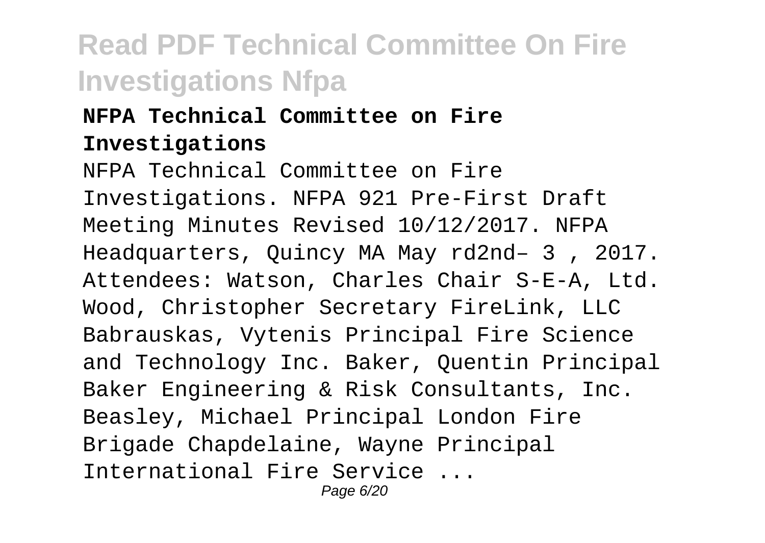## NFPA Technical Committee on Fire Investigations

NFPA Technical Committee on Fire Investigations. NFPA 921 Pre-First Draft Meeting Minutes Revised 10/12/2017. NFPA Headquarters, Quincy MA May rd2nd– 3 , 2017. Attendees: Watson, Charles Chair S-E-A, Ltd. Wood, Christopher Secretary FireLink, LLC Babrauskas, Vytenis Principal Fire Science and Technology Inc. Baker, Quentin Principal Baker Engineering & Risk Consultants, Inc. Beasley, Michael Principal London Fire Brigade Chapdelaine, Wayne Principal International Fire Service ...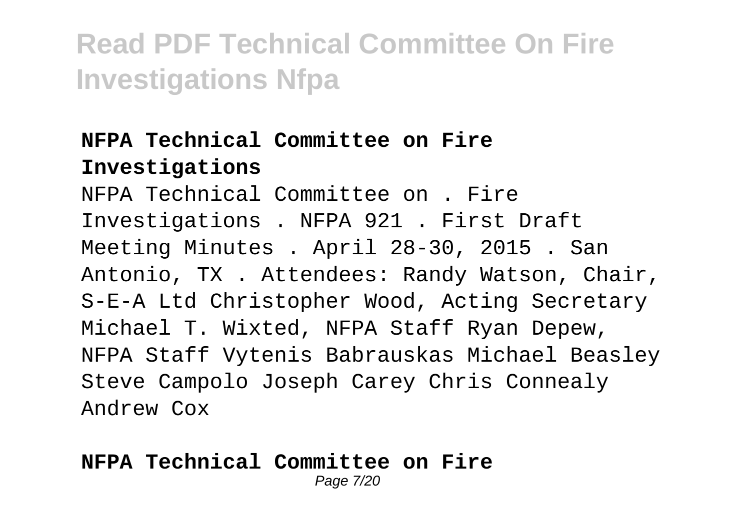## NFPA Technical Committee on Fire Investigations

NFPA Technical Committee on . Fire Investigations . NFPA 921 . First Draft Meeting Minutes . April 28-30, 2015 . San Antonio, TX . Attendees: Randy Watson, Chair, S-E-A Ltd Christopher Wood, Acting Secretary Michael T. Wixted, NFPA Staff Ryan Depew, NFPA Staff Vytenis Babrauskas Michael Beasley Steve Campolo Joseph Carey Chris Connealy Andrew Cox

## NFPA Technical Committee on Fire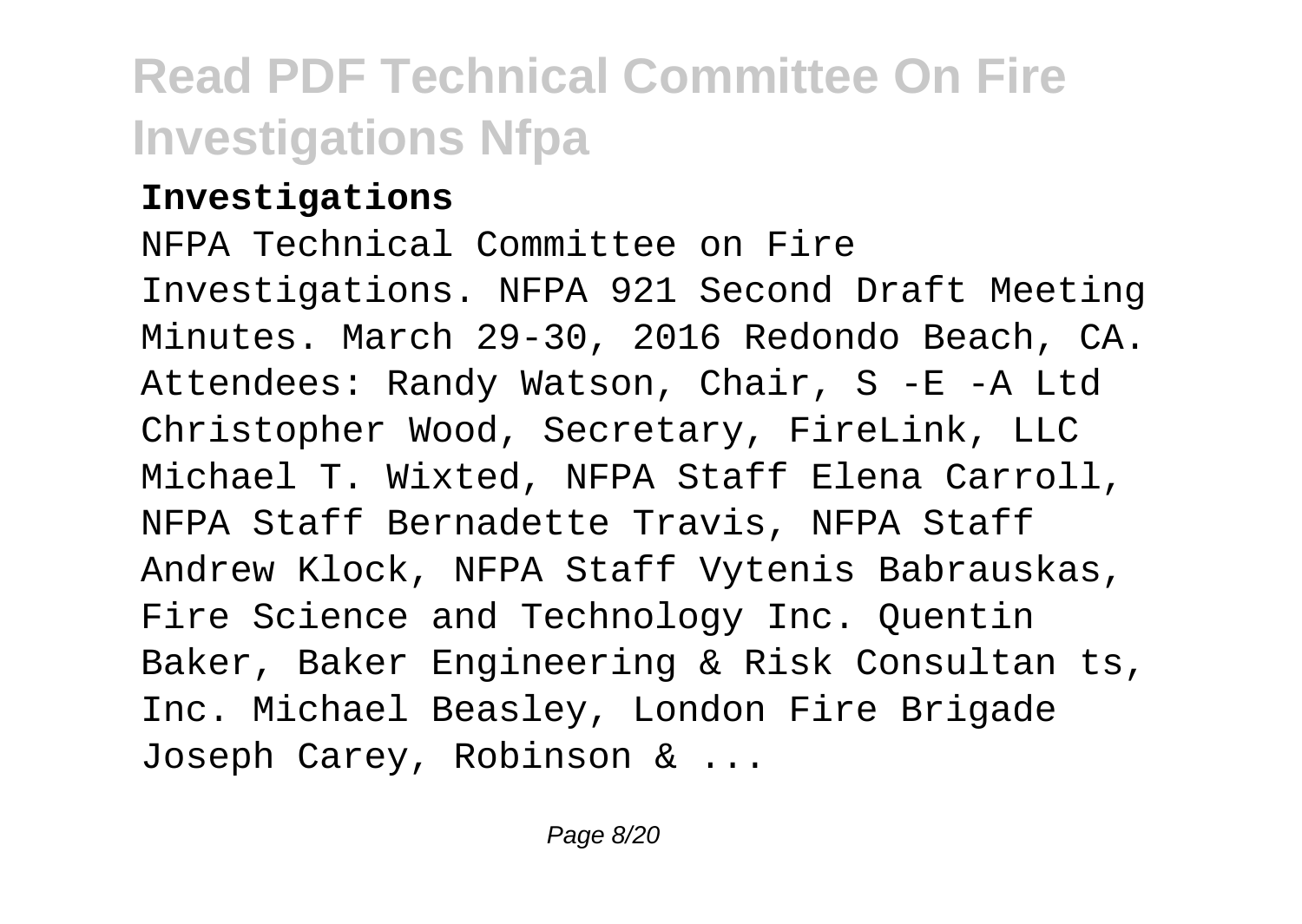**Investigations**

NFPA Technical Committee on Fire Investigations. NFPA 921 Second Draft Meeting Minutes. March 29-30, 2016 Redondo Beach, CA. Attendees: Randy Watson, Chair, S -E -A Ltd Christopher Wood, Secretary, FireLink, LLC Michael T. Wixted, NFPA Staff Elena Carroll, NFPA Staff Bernadette Travis, NFPA Staff Andrew Klock, NFPA Staff Vytenis Babrauskas, Fire Science and Technology Inc. Quentin Baker, Baker Engineering & Risk Consultan ts, Inc. Michael Beasley, London Fire Brigade Joseph Carey, Robinson & ...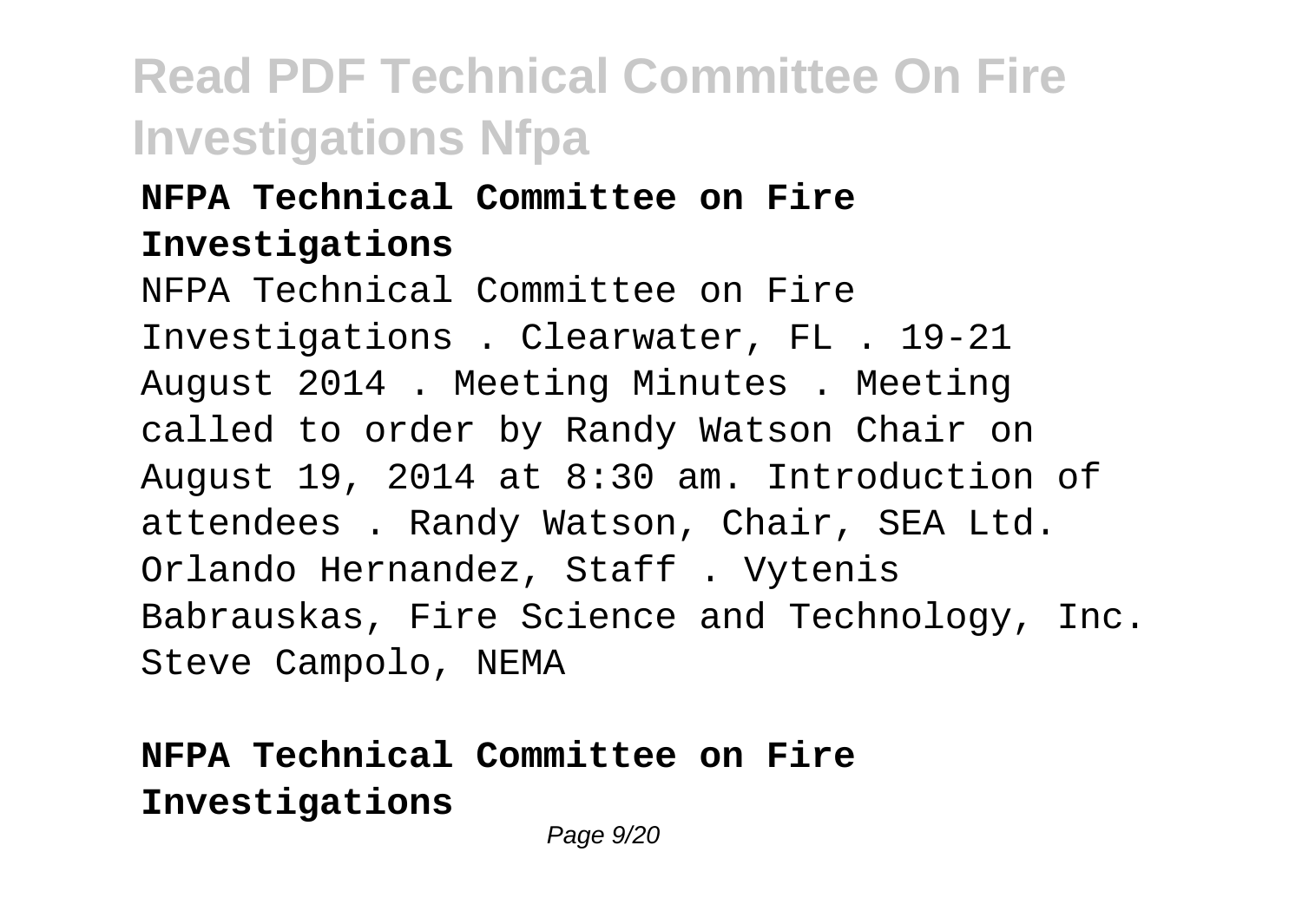**NFPA Technical Committee on Fire Investigations**

NFPA Technical Committee on Fire Investigations . Clearwater, FL . 19-21 August 2014 . Meeting Minutes . Meeting called to order by Randy Watson Chair on August 19, 2014 at 8:30 am. Introduction of attendees . Randy Watson, Chair, SEA Ltd. Orlando Hernandez, Staff . Vytenis Babrauskas, Fire Science and Technology, Inc. Steve Campolo, NEMA

**NFPA Technical Committee on Fire Investigations**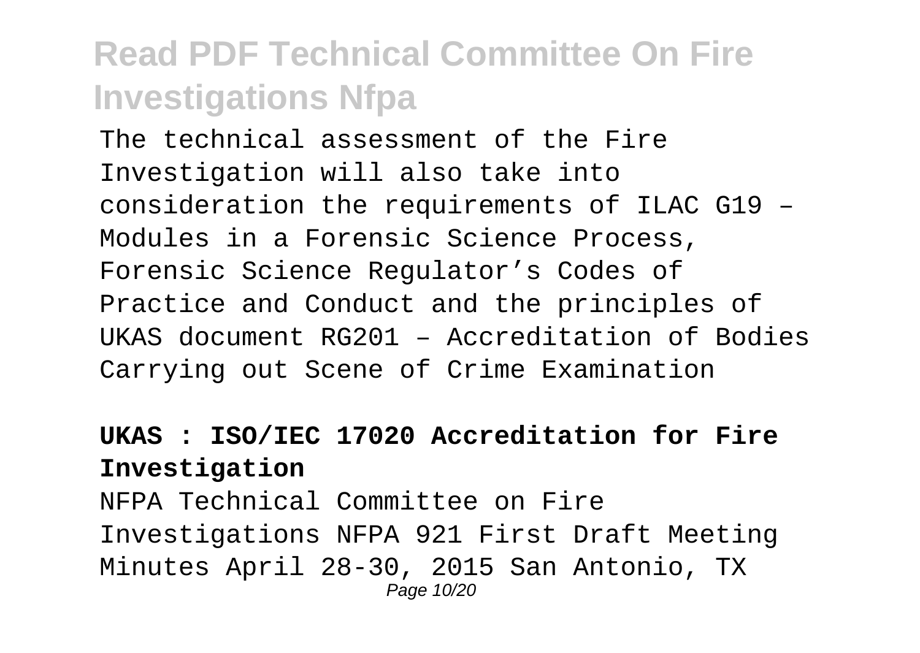The technical assessment of the Fire Investigation will also take into consideration the requirements of ILAC G19 – Modules in a Forensic Science Process, Forensic Science Regulator's Codes of Practice and Conduct and the principles of UKAS document RG201 – Accreditation of Bodies Carrying out Scene of Crime Examination

**UKAS : ISO/IEC 17020 Accreditation for Fire Investigation**

NFPA Technical Committee on Fire Investigations NFPA 921 First Draft Meeting Minutes April 28-30, 2015 San Antonio, TX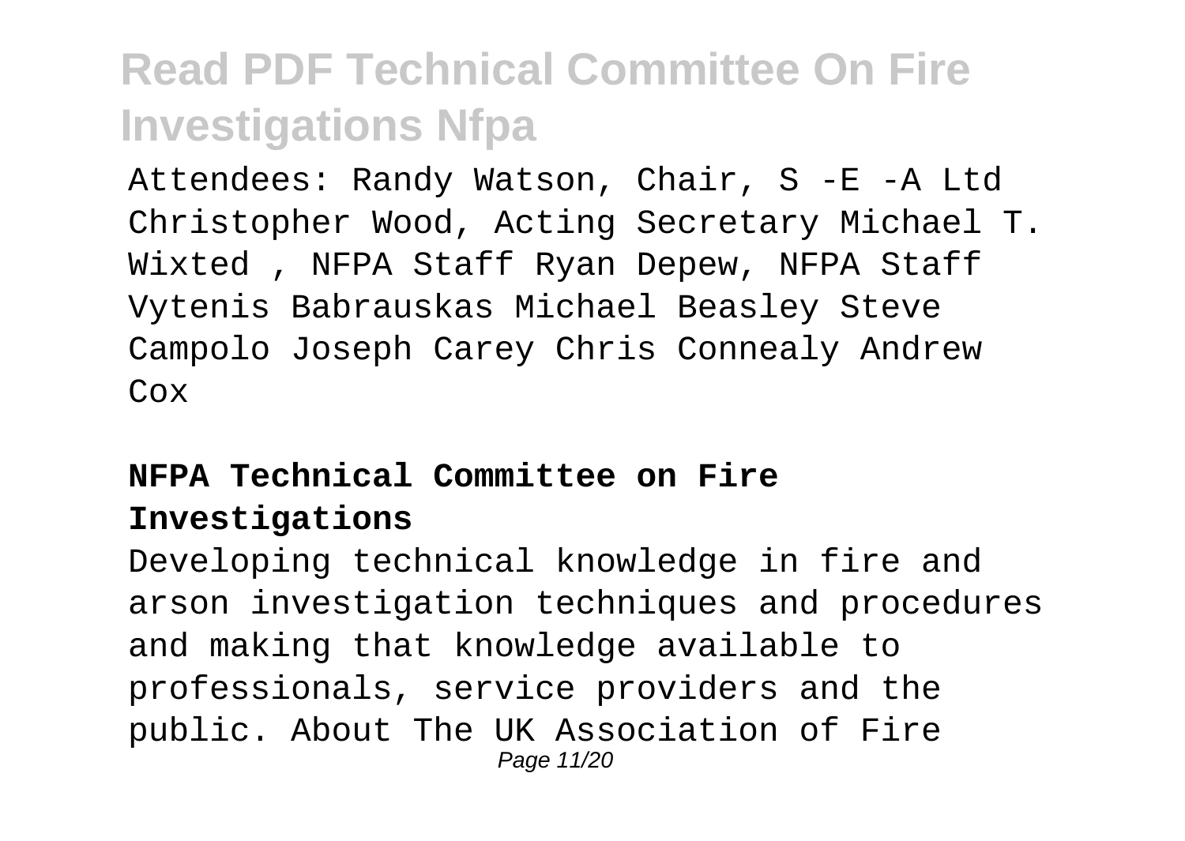Attendees: Randy Watson, Chair, S -E -A Ltd Christopher Wood, Acting Secretary Michael T. Wixted , NFPA Staff Ryan Depew, NFPA Staff Vytenis Babrauskas Michael Beasley Steve Campolo Joseph Carey Chris Connealy Andrew Cox

**NFPA Technical Committee on Fire Investigations**

Developing technical knowledge in fire and arson investigation techniques and procedures and making that knowledge available to professionals, service providers and the public. About The UK Association of Fire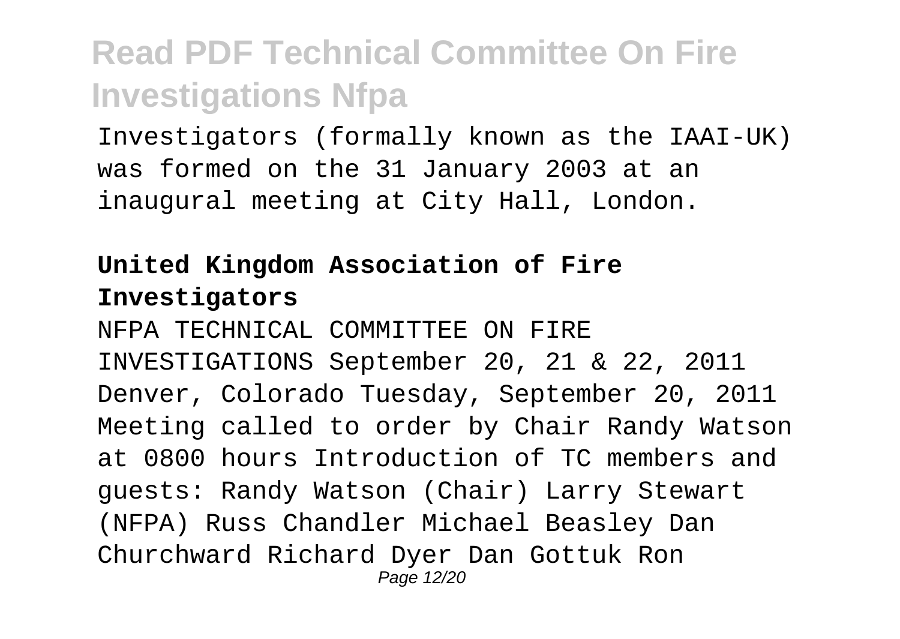Investigators (formally known as the IAAI-UK) was formed on the 31 January 2003 at an inaugural meeting at City Hall, London.

### United Kingdom Association of Fire Investigators

NFPA TECHNICAL COMMITTEE ON FIRE INVESTIGATIONS September 20, 21 & 22, 2011 Denver, Colorado Tuesday, September 20, 2011 Meeting called to order by Chair Randy Watson at 0800 hours Introduction of TC members and guests: Randy Watson (Chair) Larry Stewart (NFPA) Russ Chandler Michael Beasley Dan Churchward Richard Dyer Dan Gottuk Ron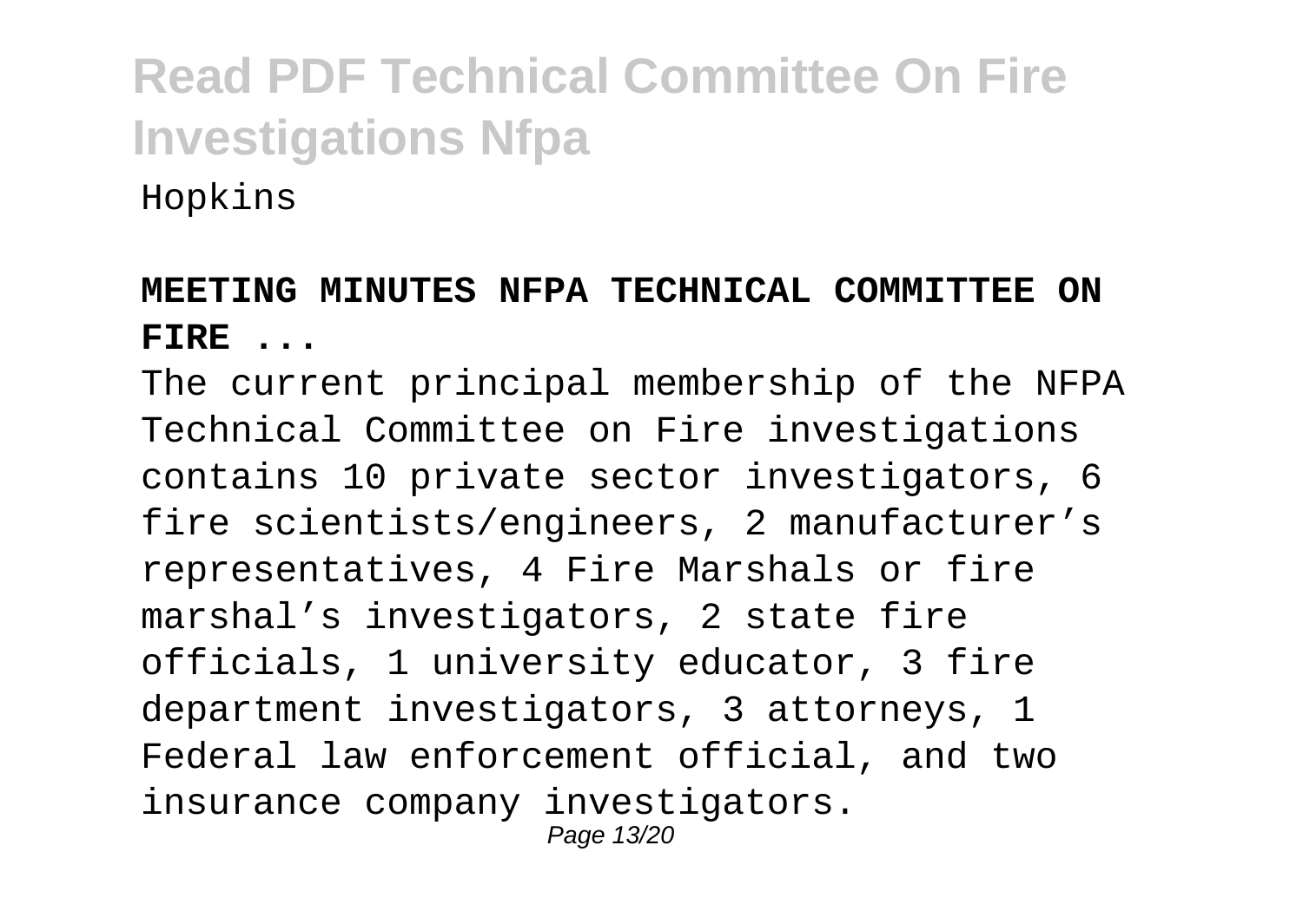Hopkins

**MEETING MINUTES NFPA TECHNICAL COMMITTEE ON FIRE ...**

The current principal membership of the NFPA Technical Committee on Fire investigations contains 10 private sector investigators, 6 fire scientists/engineers, 2 manufacturer's representatives, 4 Fire Marshals or fire marshal's investigators, 2 state fire officials, 1 university educator, 3 fire department investigators, 3 attorneys, 1 Federal law enforcement official, and two insurance company investigators.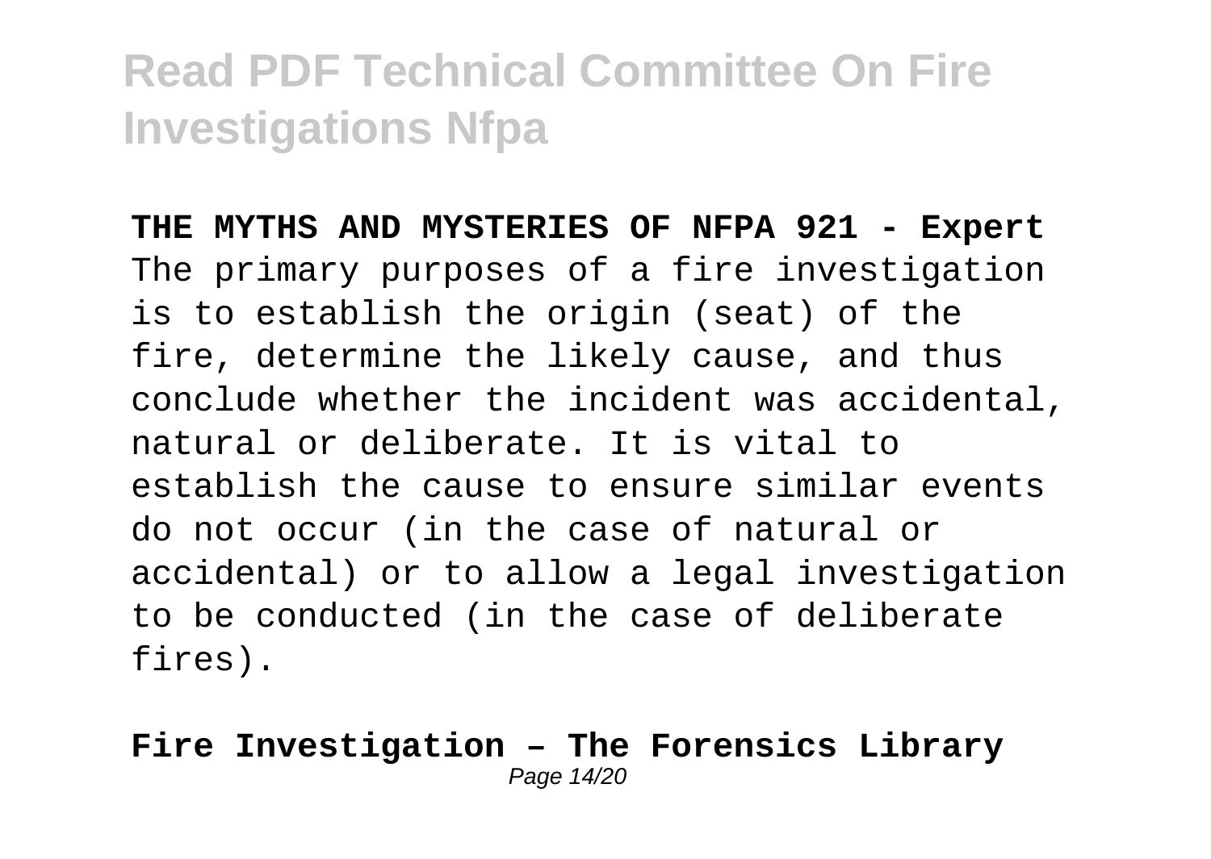**THE MYTHS AND MYSTERIES OF NFPA 921 - Expert**
The primary purposes of a fire investigation is to establish the origin (seat) of the fire, determine the likely cause, and thus conclude whether the incident was accidental, natural or deliberate. It is vital to establish the cause to ensure similar events do not occur (in the case of natural or accidental) or to allow a legal investigation to be conducted (in the case of deliberate fires).

**Fire Investigation – The Forensics Library**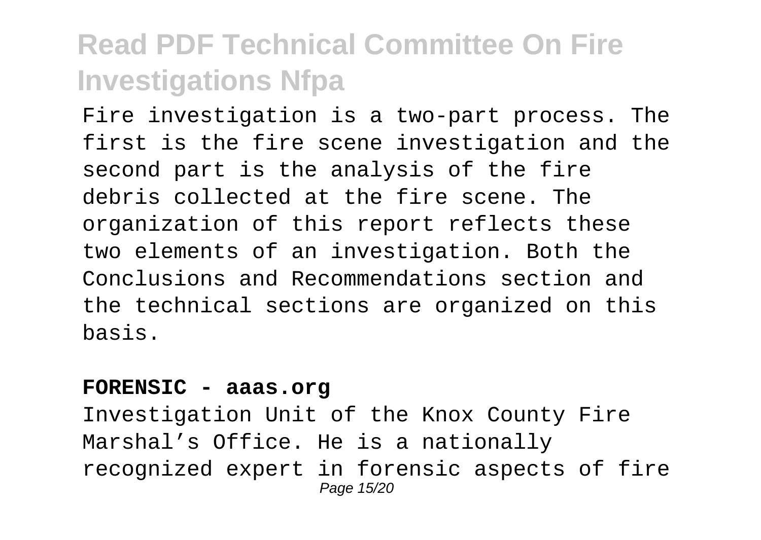Fire investigation is a two-part process. The first is the fire scene investigation and the second part is the analysis of the fire debris collected at the fire scene. The organization of this report reflects these two elements of an investigation. Both the Conclusions and Recommendations section and the technical sections are organized on this basis.

**FORENSIC - aaas.org**

Investigation Unit of the Knox County Fire Marshal's Office. He is a nationally recognized expert in forensic aspects of fire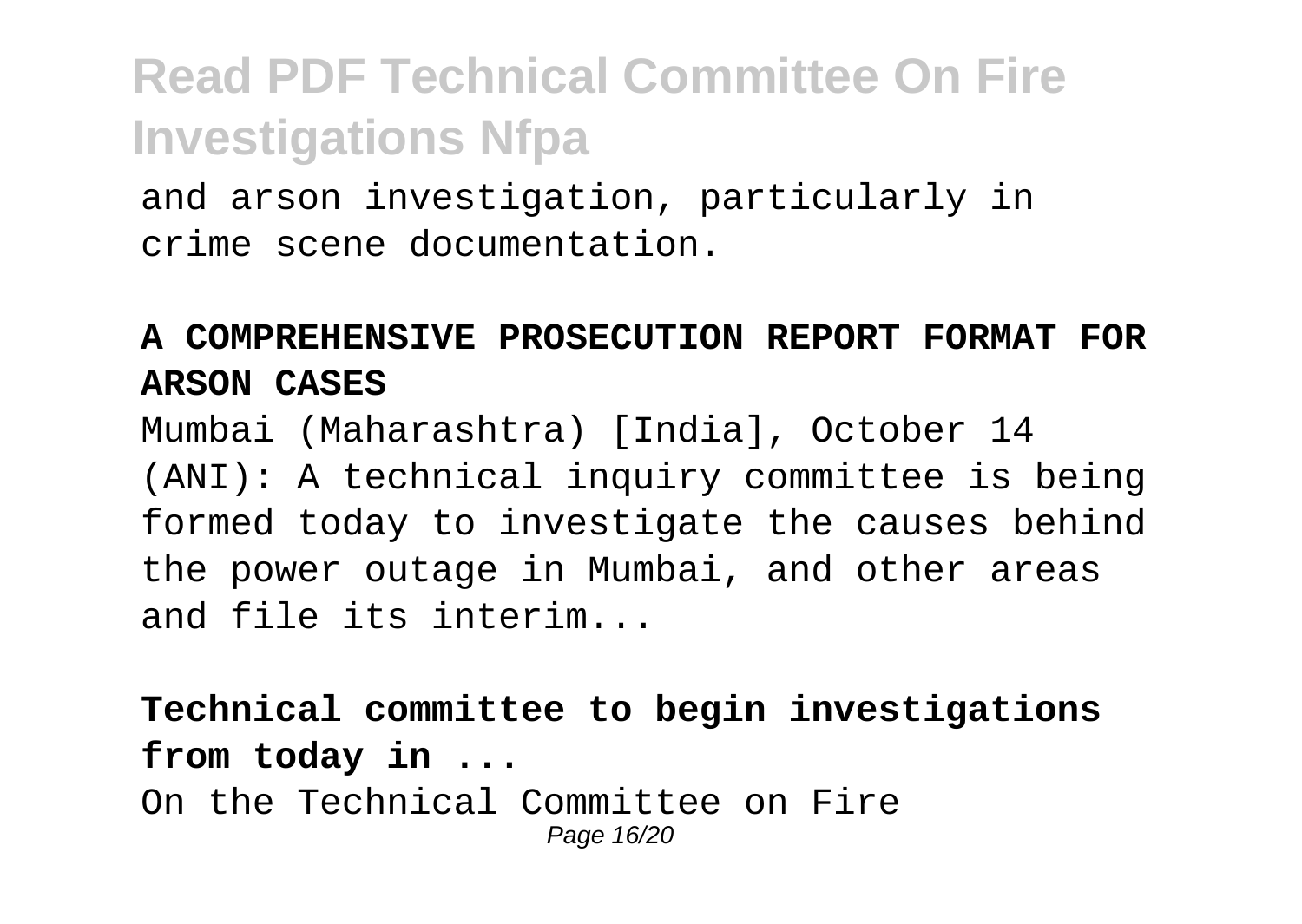and arson investigation, particularly in crime scene documentation.

**A COMPREHENSIVE PROSECUTION REPORT FORMAT FOR ARSON CASES**

Mumbai (Maharashtra) [India], October 14 (ANI): A technical inquiry committee is being formed today to investigate the causes behind the power outage in Mumbai, and other areas and file its interim...

**Technical committee to begin investigations from today in ...**

On the Technical Committee on Fire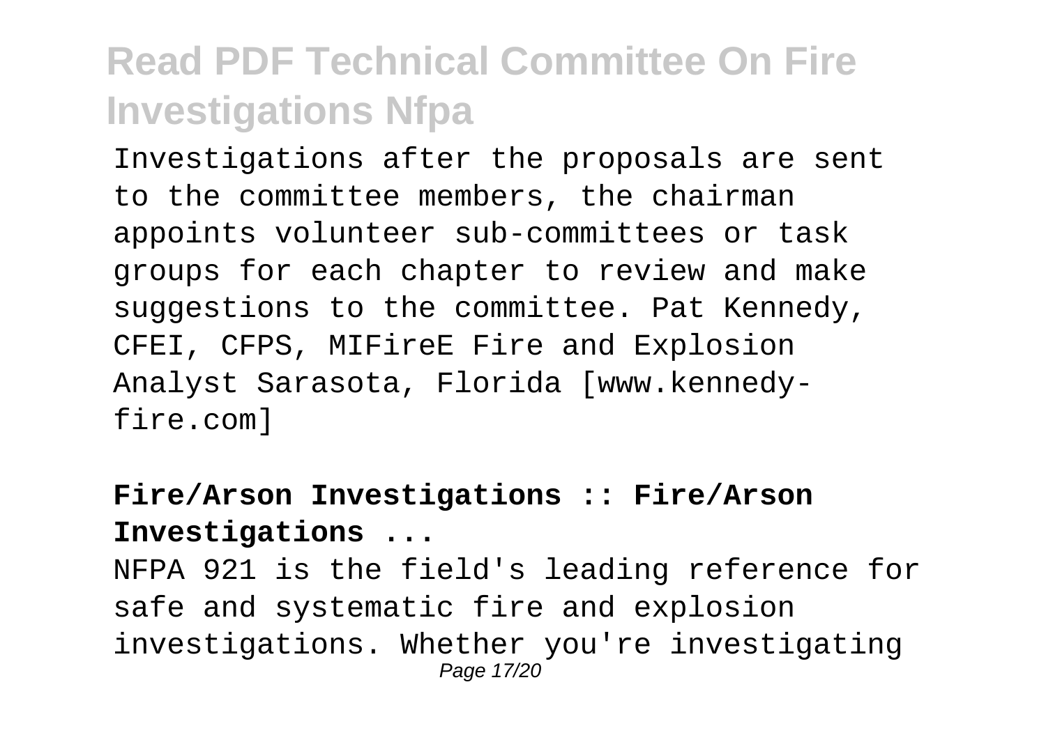Investigations after the proposals are sent to the committee members, the chairman appoints volunteer sub-committees or task groups for each chapter to review and make suggestions to the committee. Pat Kennedy, CFEI, CFPS, MIFireE Fire and Explosion Analyst Sarasota, Florida [www.kennedy-fire.com]

**Fire/Arson Investigations :: Fire/Arson Investigations ...**

NFPA 921 is the field's leading reference for safe and systematic fire and explosion investigations. Whether you're investigating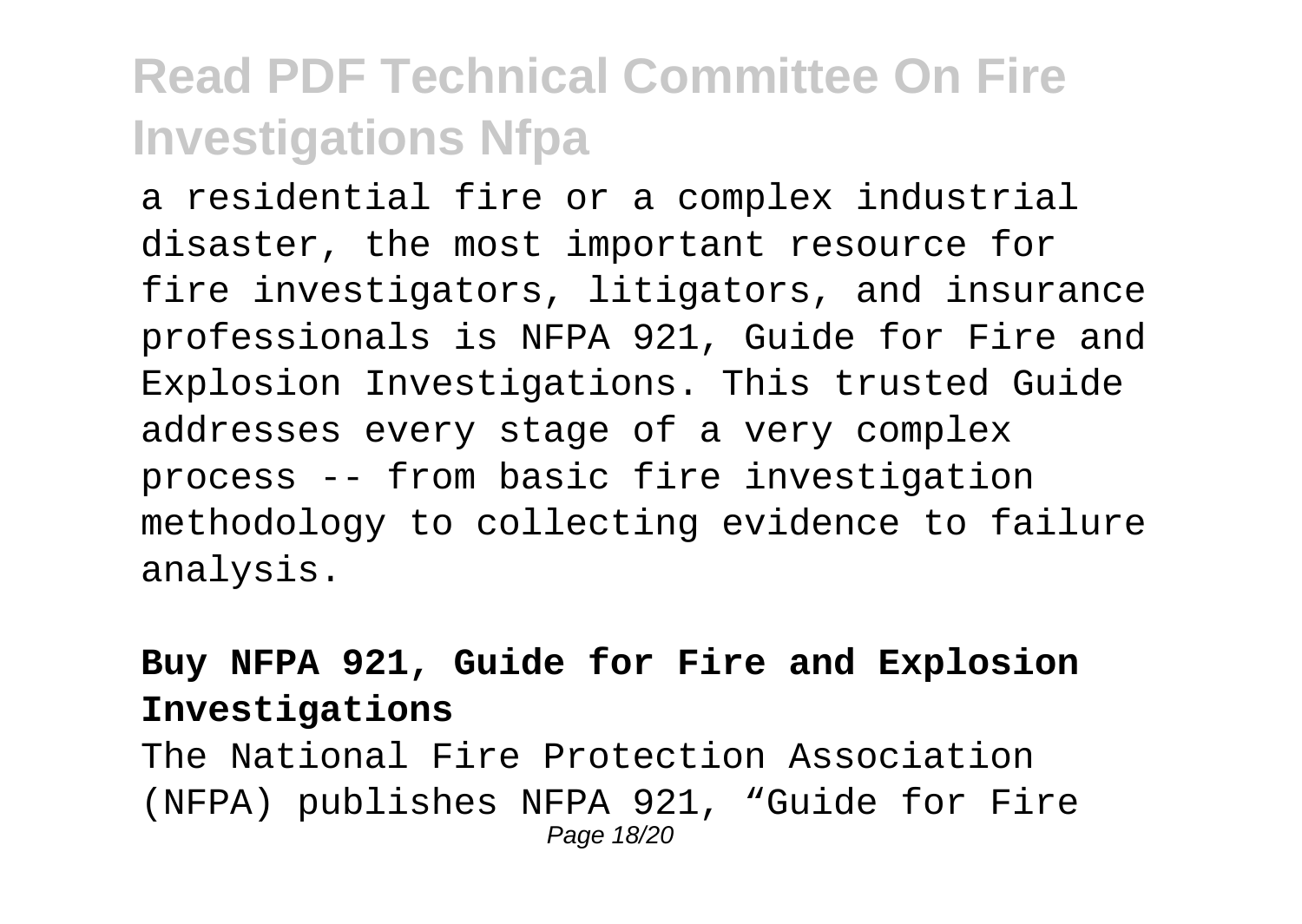a residential fire or a complex industrial disaster, the most important resource for fire investigators, litigators, and insurance professionals is NFPA 921, Guide for Fire and Explosion Investigations. This trusted Guide addresses every stage of a very complex process -- from basic fire investigation methodology to collecting evidence to failure analysis.

**Buy NFPA 921, Guide for Fire and Explosion Investigations**

The National Fire Protection Association (NFPA) publishes NFPA 921, "Guide for Fire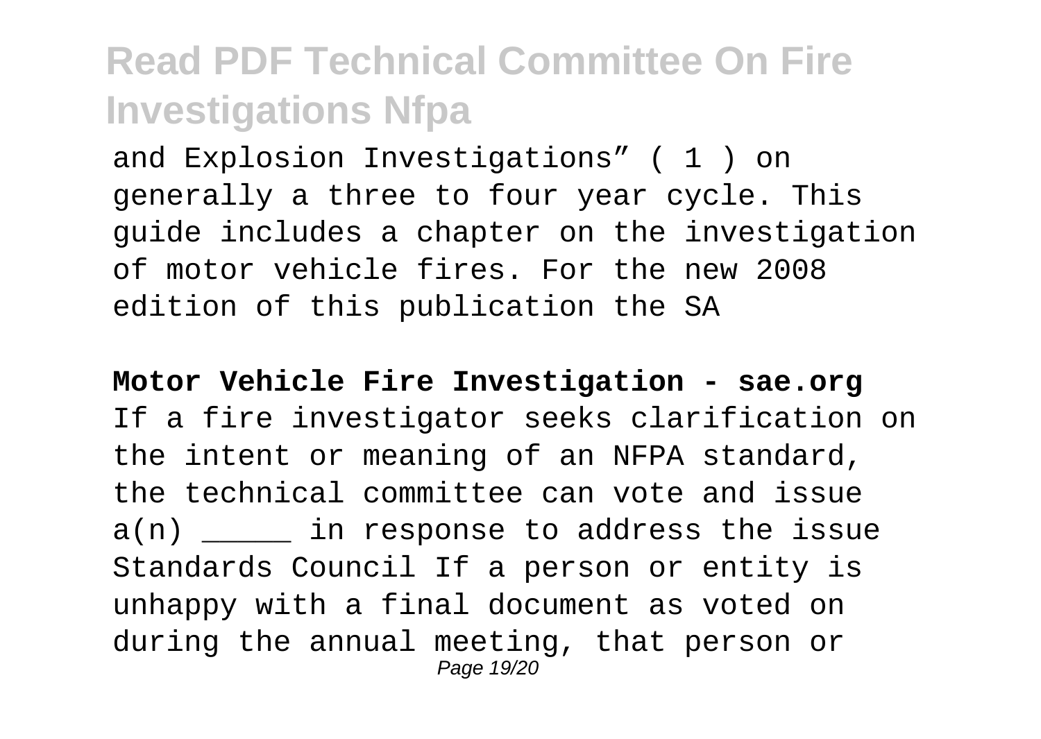and Explosion Investigations" ( 1 ) on generally a three to four year cycle. This guide includes a chapter on the investigation of motor vehicle fires. For the new 2008 edition of this publication the SA

**Motor Vehicle Fire Investigation - sae.org**

If a fire investigator seeks clarification on the intent or meaning of an NFPA standard, the technical committee can vote and issue a(n) _____ in response to address the issue Standards Council If a person or entity is unhappy with a final document as voted on during the annual meeting, that person or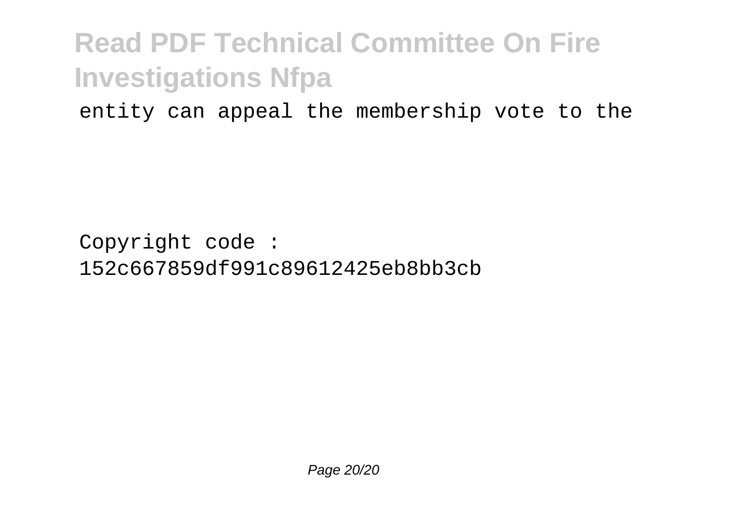entity can appeal the membership vote to the

Copyright code : 152c667859df991c89612425eb8bb3cb